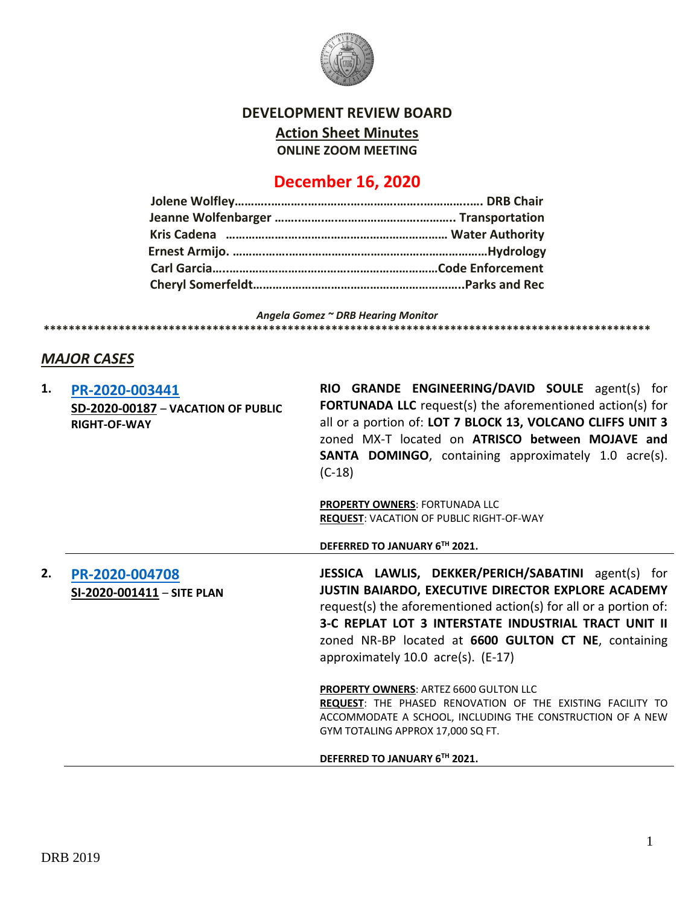# DEVELOPMENT REVIEW BOARD

## Action Sheet Minutes

**ONLINE ZOOM MEETING**

## December 16, 2020

**Jolene Wolfley……………………………………………………………… DRB Chair**
**Jeanne Wolfenbarger ……………………………………………… Transportation**
**Kris Cadena ………………………………………………………… Water Authority**
**Ernest Armijo. …………………………………………………………………Hydrology**
**Carl Garcia……………………………………………………………Code Enforcement**
**Cheryl Somerfeldt………………………………………………………..Parks and Rec**

*Angela Gomez ~ DRB Hearing Monitor*

****************************************************************************************************

## *MAJOR CASES*

**1. PR-2020-003441**
**SD-2020-00187 – VACATION OF PUBLIC RIGHT-OF-WAY**

**RIO GRANDE ENGINEERING/DAVID SOULE** agent(s) for **FORTUNADA LLC** request(s) the aforementioned action(s) for all or a portion of: **LOT 7 BLOCK 13, VOLCANO CLIFFS UNIT 3** zoned MX-T located on **ATRISCO between MOJAVE and SANTA DOMINGO**, containing approximately 1.0 acre(s). (C-18)

**PROPERTY OWNERS**: FORTUNADA LLC
**REQUEST**: VACATION OF PUBLIC RIGHT-OF-WAY

**DEFERRED TO JANUARY 6TH 2021.**

---

**2. PR-2020-004708**
**SI-2020-001411 – SITE PLAN**

**JESSICA LAWLIS, DEKKER/PERICH/SABATINI** agent(s) for **JUSTIN BAIARDO, EXECUTIVE DIRECTOR EXPLORE ACADEMY** request(s) the aforementioned action(s) for all or a portion of: **3-C REPLAT LOT 3 INTERSTATE INDUSTRIAL TRACT UNIT II** zoned NR-BP located at **6600 GULTON CT NE**, containing approximately 10.0 acre(s). (E-17)

**PROPERTY OWNERS**: ARTEZ 6600 GULTON LLC
**REQUEST**: THE PHASED RENOVATION OF THE EXISTING FACILITY TO ACCOMMODATE A SCHOOL, INCLUDING THE CONSTRUCTION OF A NEW GYM TOTALING APPROX 17,000 SQ FT.

**DEFERRED TO JANUARY 6TH 2021.**

---

DRB 2019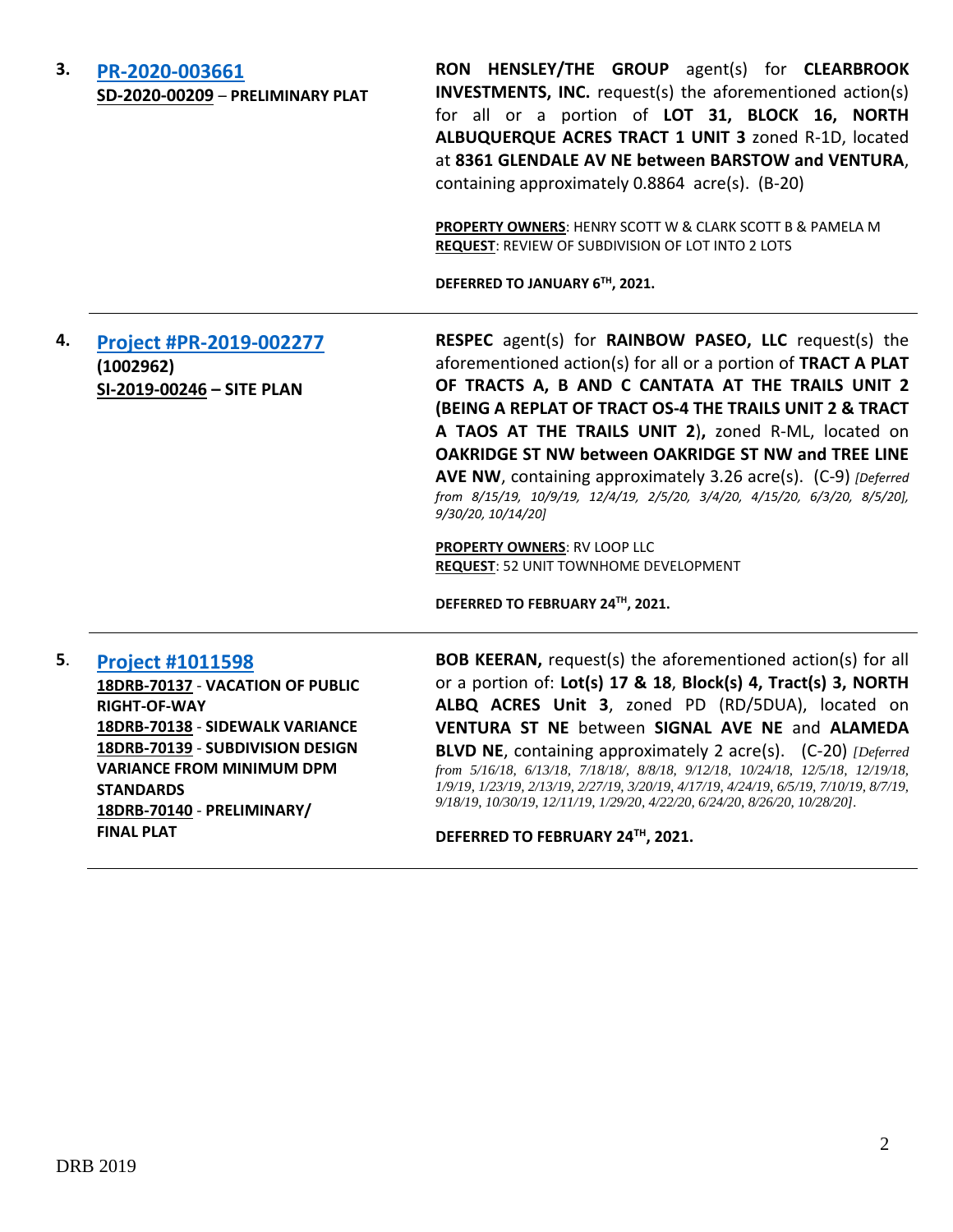3. **PR-2020-003661**
**SD-2020-00209 – PRELIMINARY PLAT**

**RON HENSLEY/THE GROUP** agent(s) for **CLEARBROOK INVESTMENTS, INC.** request(s) the aforementioned action(s) for all or a portion of **LOT 31, BLOCK 16, NORTH ALBUQUERQUE ACRES TRACT 1 UNIT 3** zoned R-1D, located at **8361 GLENDALE AV NE between BARSTOW and VENTURA**, containing approximately 0.8864 acre(s). (B-20)

**PROPERTY OWNERS**: HENRY SCOTT W & CLARK SCOTT B & PAMELA M
**REQUEST**: REVIEW OF SUBDIVISION OF LOT INTO 2 LOTS

**DEFERRED TO JANUARY 6TH, 2021.**

---

4. **Project #PR-2019-002277**
**(1002962)**
**SI-2019-00246 – SITE PLAN**

**RESPEC** agent(s) for **RAINBOW PASEO, LLC** request(s) the aforementioned action(s) for all or a portion of **TRACT A PLAT OF TRACTS A, B AND C CANTATA AT THE TRAILS UNIT 2 (BEING A REPLAT OF TRACT OS-4 THE TRAILS UNIT 2 & TRACT A TAOS AT THE TRAILS UNIT 2),** zoned R-ML, located on **OAKRIDGE ST NW between OAKRIDGE ST NW and TREE LINE AVE NW**, containing approximately 3.26 acre(s). (C-9) *[Deferred from 8/15/19, 10/9/19, 12/4/19, 2/5/20, 3/4/20, 4/15/20, 6/3/20, 8/5/20], 9/30/20, 10/14/20]*

**PROPERTY OWNERS**: RV LOOP LLC
**REQUEST**: 52 UNIT TOWNHOME DEVELOPMENT

**DEFERRED TO FEBRUARY 24TH, 2021.**

---

5. **Project #1011598**
**18DRB-70137 - VACATION OF PUBLIC RIGHT-OF-WAY**
**18DRB-70138 - SIDEWALK VARIANCE**
**18DRB-70139 - SUBDIVISION DESIGN VARIANCE FROM MINIMUM DPM STANDARDS**
**18DRB-70140 - PRELIMINARY/ FINAL PLAT**

**BOB KEERAN,** request(s) the aforementioned action(s) for all or a portion of: **Lot(s) 17 & 18**, **Block(s) 4, Tract(s) 3, NORTH ALBQ ACRES Unit 3**, zoned PD (RD/5DUA), located on **VENTURA ST NE** between **SIGNAL AVE NE** and **ALAMEDA BLVD NE**, containing approximately 2 acre(s). (C-20) *[Deferred from 5/16/18, 6/13/18, 7/18/18/, 8/8/18, 9/12/18, 10/24/18, 12/5/18, 12/19/18, 1/9/19, 1/23/19, 2/13/19, 2/27/19, 3/20/19, 4/17/19, 4/24/19, 6/5/19, 7/10/19, 8/7/19, 9/18/19, 10/30/19, 12/11/19, 1/29/20, 4/22/20, 6/24/20, 8/26/20, 10/28/20].*

**DEFERRED TO FEBRUARY 24TH, 2021.**

---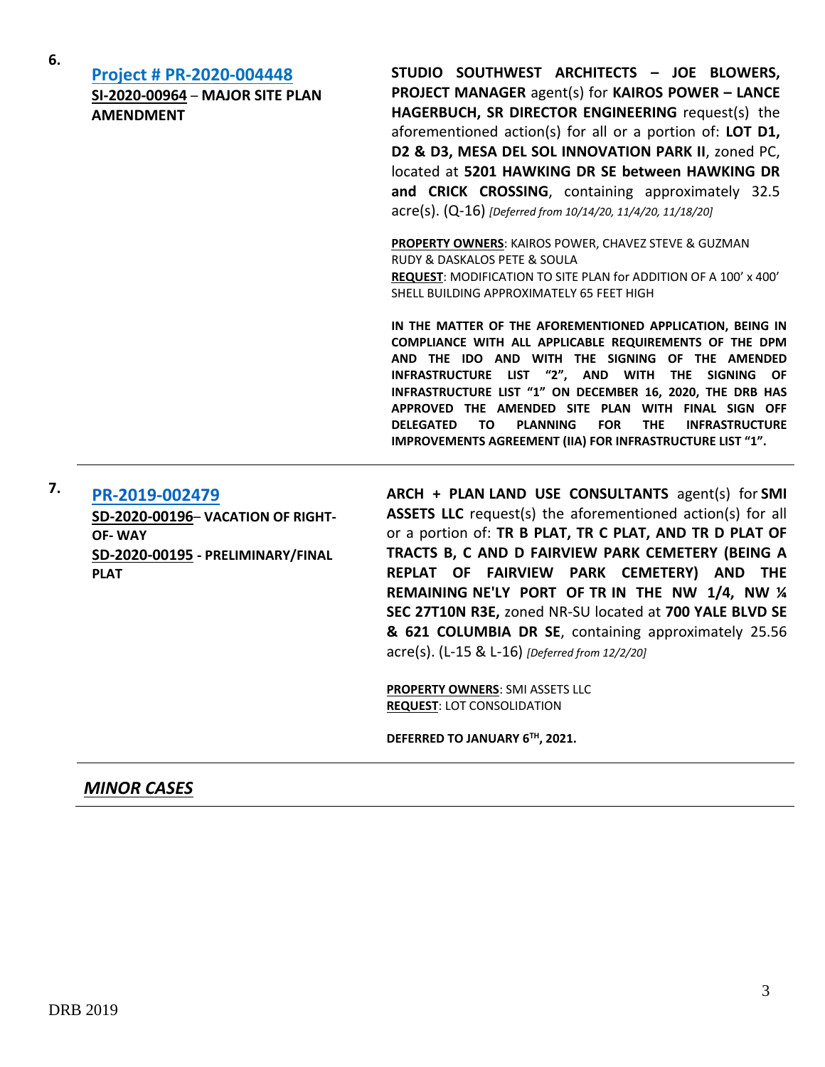**6.**

**[Project # PR-2020-004448](#)**
**SI-2020-00964** – **MAJOR SITE PLAN AMENDMENT**

**STUDIO SOUTHWEST ARCHITECTS – JOE BLOWERS, PROJECT MANAGER** agent(s) for **KAIROS POWER – LANCE HAGERBUCH, SR DIRECTOR ENGINEERING** request(s) the aforementioned action(s) for all or a portion of: **LOT D1, D2 & D3, MESA DEL SOL INNOVATION PARK II**, zoned PC, located at **5201 HAWKING DR SE between HAWKING DR and CRICK CROSSING**, containing approximately 32.5 acre(s). (Q-16) *[Deferred from 10/14/20, 11/4/20, 11/18/20]*

**PROPERTY OWNERS**: KAIROS POWER, CHAVEZ STEVE & GUZMAN RUDY & DASKALOS PETE & SOULA
**REQUEST**: MODIFICATION TO SITE PLAN for ADDITION OF A 100' x 400' SHELL BUILDING APPROXIMATELY 65 FEET HIGH

**IN THE MATTER OF THE AFOREMENTIONED APPLICATION, BEING IN COMPLIANCE WITH ALL APPLICABLE REQUIREMENTS OF THE DPM AND THE IDO AND WITH THE SIGNING OF THE AMENDED INFRASTRUCTURE LIST "2", AND WITH THE SIGNING OF INFRASTRUCTURE LIST "1" ON DECEMBER 16, 2020, THE DRB HAS APPROVED THE AMENDED SITE PLAN WITH FINAL SIGN OFF DELEGATED TO PLANNING FOR THE INFRASTRUCTURE IMPROVEMENTS AGREEMENT (IIA) FOR INFRASTRUCTURE LIST "1".**

---

**7.**

**[PR-2019-002479](#)**
**SD-2020-00196**– **VACATION OF RIGHT-OF- WAY**
**SD-2020-00195** - **PRELIMINARY/FINAL PLAT**

**ARCH + PLAN LAND USE CONSULTANTS** agent(s) for **SMI ASSETS LLC** request(s) the aforementioned action(s) for all or a portion of: **TR B PLAT, TR C PLAT, AND TR D PLAT OF TRACTS B, C AND D FAIRVIEW PARK CEMETERY (BEING A REPLAT OF FAIRVIEW PARK CEMETERY) AND THE REMAINING NE'LY PORT OF TR IN THE NW 1/4, NW ¼ SEC 27T10N R3E,** zoned NR-SU located at **700 YALE BLVD SE & 621 COLUMBIA DR SE**, containing approximately 25.56 acre(s). (L-15 & L-16) *[Deferred from 12/2/20]*

**PROPERTY OWNERS**: SMI ASSETS LLC
**REQUEST**: LOT CONSOLIDATION

**DEFERRED TO JANUARY 6TH, 2021.**

---

## *MINOR CASES*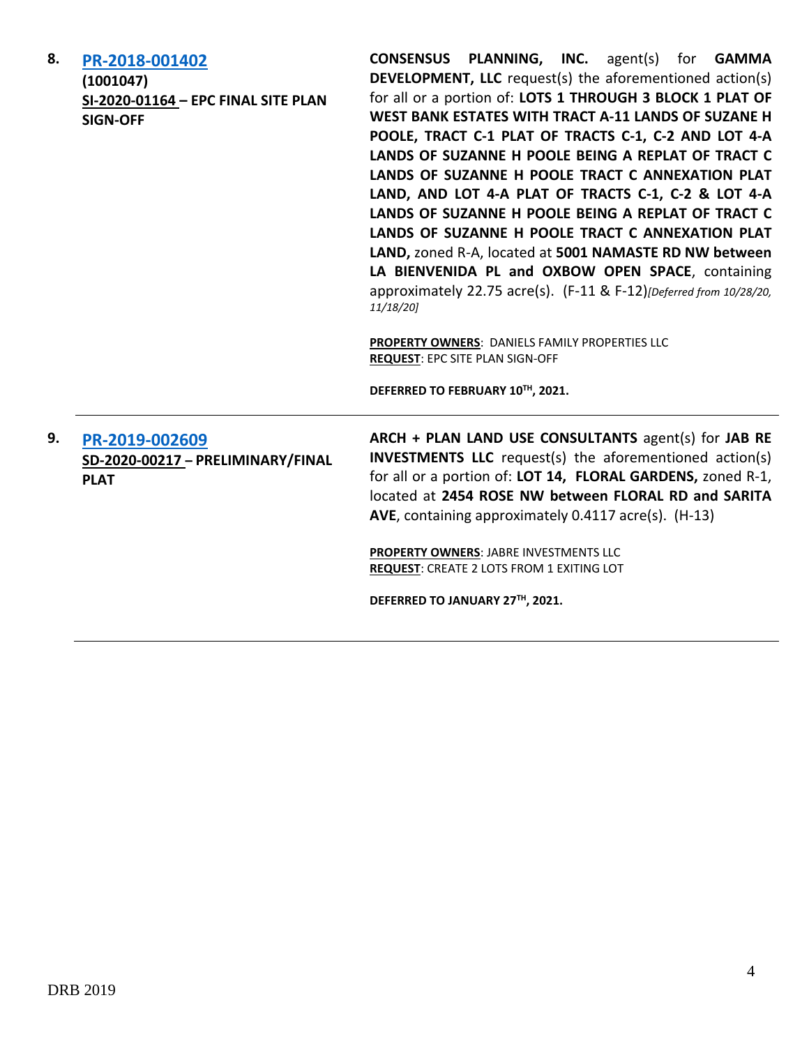**8.** **[PR-2018-001402](#)**
**(1001047)**
**SI-2020-01164 – EPC FINAL SITE PLAN SIGN-OFF**

**CONSENSUS PLANNING, INC.** agent(s) for **GAMMA DEVELOPMENT, LLC** request(s) the aforementioned action(s) for all or a portion of: **LOTS 1 THROUGH 3 BLOCK 1 PLAT OF WEST BANK ESTATES WITH TRACT A-11 LANDS OF SUZANE H POOLE, TRACT C-1 PLAT OF TRACTS C-1, C-2 AND LOT 4-A LANDS OF SUZANNE H POOLE BEING A REPLAT OF TRACT C LANDS OF SUZANNE H POOLE TRACT C ANNEXATION PLAT LAND, AND LOT 4-A PLAT OF TRACTS C-1, C-2 & LOT 4-A LANDS OF SUZANNE H POOLE BEING A REPLAT OF TRACT C LANDS OF SUZANNE H POOLE TRACT C ANNEXATION PLAT LAND,** zoned R-A, located at **5001 NAMASTE RD NW between LA BIENVENIDA PL and OXBOW OPEN SPACE**, containing approximately 22.75 acre(s). (F-11 & F-12)*[Deferred from 10/28/20, 11/18/20]*

**PROPERTY OWNERS**: DANIELS FAMILY PROPERTIES LLC
**REQUEST**: EPC SITE PLAN SIGN-OFF

**DEFERRED TO FEBRUARY 10TH, 2021.**

---

**9.** **[PR-2019-002609](#)**
**SD-2020-00217 – PRELIMINARY/FINAL PLAT**

**ARCH + PLAN LAND USE CONSULTANTS** agent(s) for **JAB RE INVESTMENTS LLC** request(s) the aforementioned action(s) for all or a portion of: **LOT 14, FLORAL GARDENS,** zoned R-1, located at **2454 ROSE NW between FLORAL RD and SARITA AVE**, containing approximately 0.4117 acre(s). (H-13)

**PROPERTY OWNERS**: JABRE INVESTMENTS LLC
**REQUEST**: CREATE 2 LOTS FROM 1 EXITING LOT

**DEFERRED TO JANUARY 27TH, 2021.**

---

DRB 2019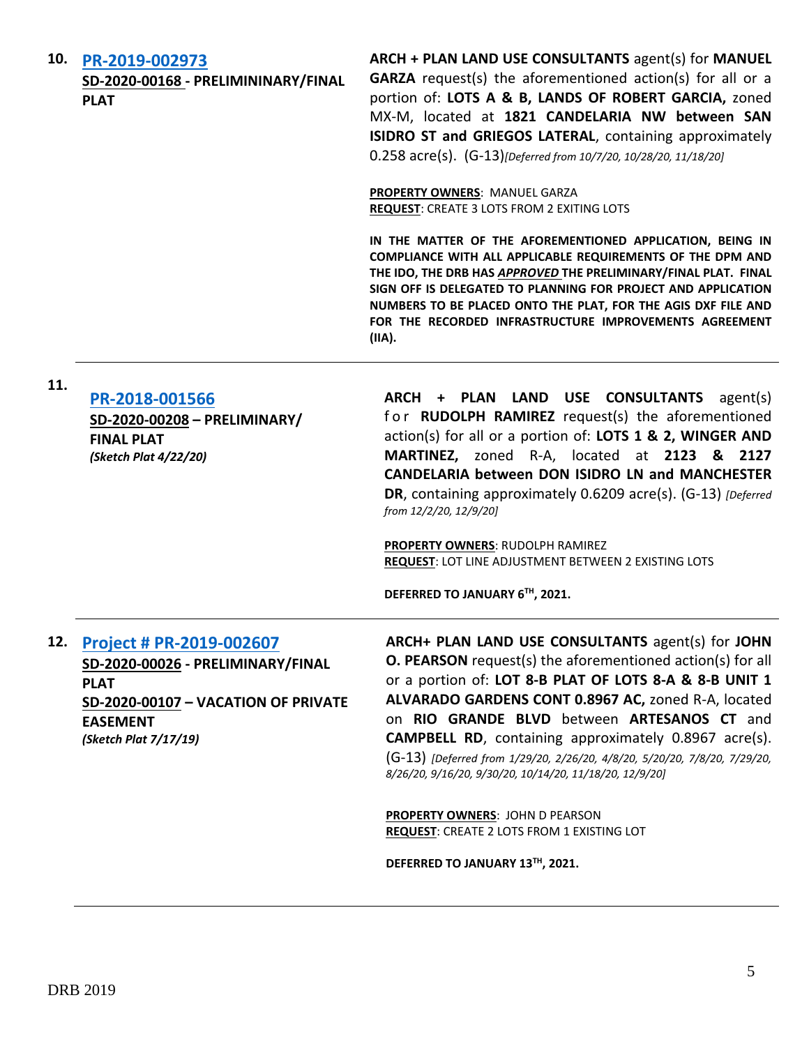**10.** **[PR-2019-002973](#)**

**SD-2020-00168 - PRELIMININARY/FINAL PLAT**

**ARCH + PLAN LAND USE CONSULTANTS** agent(s) for **MANUEL GARZA** request(s) the aforementioned action(s) for all or a portion of: **LOTS A & B, LANDS OF ROBERT GARCIA,** zoned MX-M, located at **1821 CANDELARIA NW between SAN ISIDRO ST and GRIEGOS LATERAL**, containing approximately 0.258 acre(s). (G-13) *[Deferred from 10/7/20, 10/28/20, 11/18/20]*

**PROPERTY OWNERS**: MANUEL GARZA

**REQUEST**: CREATE 3 LOTS FROM 2 EXITING LOTS

**IN THE MATTER OF THE AFOREMENTIONED APPLICATION, BEING IN COMPLIANCE WITH ALL APPLICABLE REQUIREMENTS OF THE DPM AND THE IDO, THE DRB HAS *APPROVED* THE PRELIMINARY/FINAL PLAT. FINAL SIGN OFF IS DELEGATED TO PLANNING FOR PROJECT AND APPLICATION NUMBERS TO BE PLACED ONTO THE PLAT, FOR THE AGIS DXF FILE AND FOR THE RECORDED INFRASTRUCTURE IMPROVEMENTS AGREEMENT (IIA).**

---

**11.** **[PR-2018-001566](#)**

**SD-2020-00208 – PRELIMINARY/ FINAL PLAT**

***(Sketch Plat 4/22/20)***

**ARCH + PLAN LAND USE CONSULTANTS** agent(s) for **RUDOLPH RAMIREZ** request(s) the aforementioned action(s) for all or a portion of: **LOTS 1 & 2, WINGER AND MARTINEZ,** zoned R-A, located at **2123 & 2127 CANDELARIA between DON ISIDRO LN and MANCHESTER DR**, containing approximately 0.6209 acre(s). (G-13) *[Deferred from 12/2/20, 12/9/20]*

**PROPERTY OWNERS**: RUDOLPH RAMIREZ

**REQUEST**: LOT LINE ADJUSTMENT BETWEEN 2 EXISTING LOTS

**DEFERRED TO JANUARY 6TH, 2021.**

---

**12.** **[Project # PR-2019-002607](#)**

**SD-2020-00026 - PRELIMINARY/FINAL PLAT**

**SD-2020-00107 – VACATION OF PRIVATE EASEMENT**

***(Sketch Plat 7/17/19)***

**ARCH+ PLAN LAND USE CONSULTANTS** agent(s) for **JOHN O. PEARSON** request(s) the aforementioned action(s) for all or a portion of: **LOT 8-B PLAT OF LOTS 8-A & 8-B UNIT 1 ALVARADO GARDENS CONT 0.8967 AC,** zoned R-A, located on **RIO GRANDE BLVD** between **ARTESANOS CT** and **CAMPBELL RD**, containing approximately 0.8967 acre(s). (G-13) *[Deferred from 1/29/20, 2/26/20, 4/8/20, 5/20/20, 7/8/20, 7/29/20, 8/26/20, 9/16/20, 9/30/20, 10/14/20, 11/18/20, 12/9/20]*

**PROPERTY OWNERS**: JOHN D PEARSON

**REQUEST**: CREATE 2 LOTS FROM 1 EXISTING LOT

**DEFERRED TO JANUARY 13TH, 2021.**

---

DRB 2019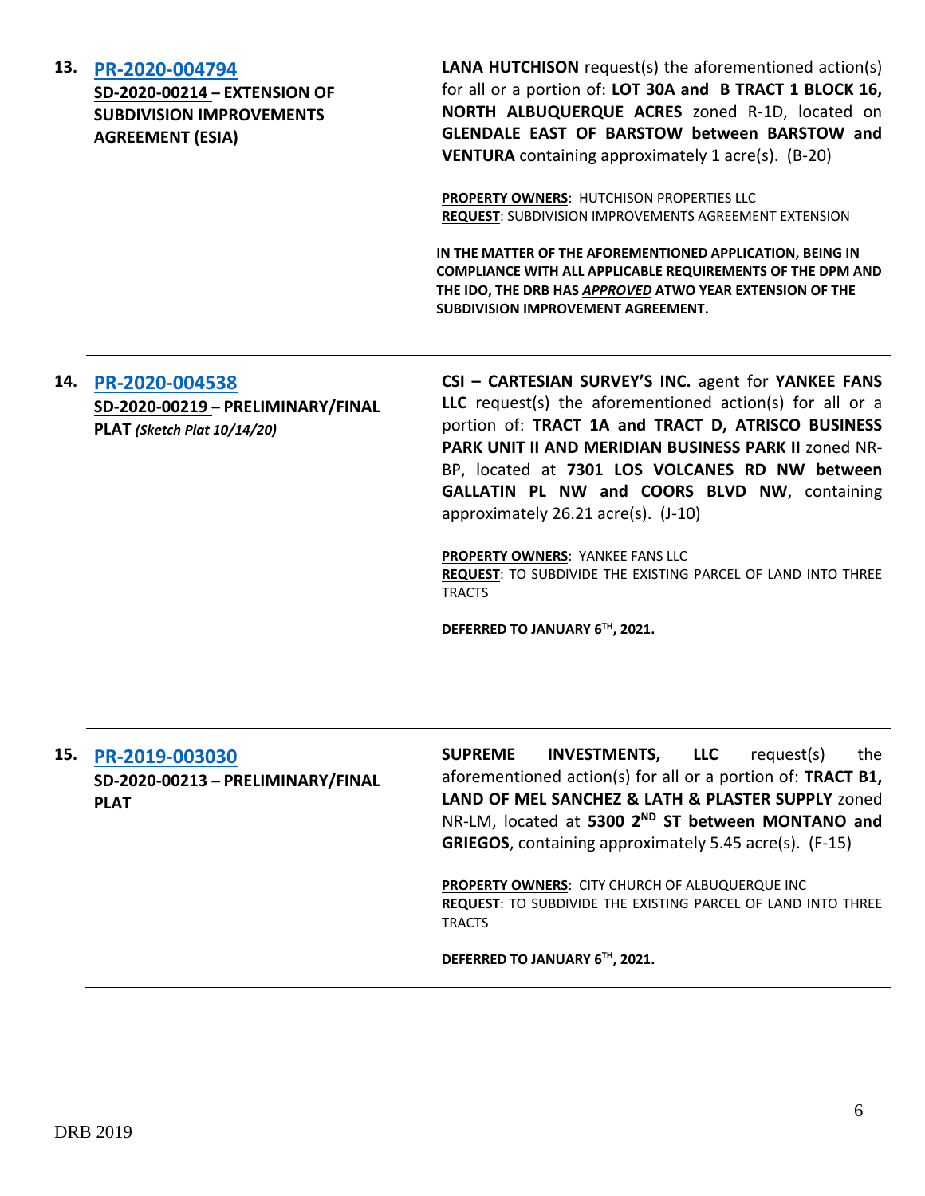**13. [PR-2020-004794]**
**SD-2020-00214 – EXTENSION OF SUBDIVISION IMPROVEMENTS AGREEMENT (ESIA)**

**LANA HUTCHISON** request(s) the aforementioned action(s) for all or a portion of: **LOT 30A and B TRACT 1 BLOCK 16, NORTH ALBUQUERQUE ACRES** zoned R-1D, located on **GLENDALE EAST OF BARSTOW between BARSTOW and VENTURA** containing approximately 1 acre(s). (B-20)

**PROPERTY OWNERS**: HUTCHISON PROPERTIES LLC
**REQUEST**: SUBDIVISION IMPROVEMENTS AGREEMENT EXTENSION

**IN THE MATTER OF THE AFOREMENTIONED APPLICATION, BEING IN COMPLIANCE WITH ALL APPLICABLE REQUIREMENTS OF THE DPM AND THE IDO, THE DRB HAS *APPROVED* ATWO YEAR EXTENSION OF THE SUBDIVISION IMPROVEMENT AGREEMENT.**

---

**14. [PR-2020-004538]**
**SD-2020-00219 – PRELIMINARY/FINAL PLAT** ***(Sketch Plat 10/14/20)***

**CSI – CARTESIAN SURVEY'S INC.** agent for **YANKEE FANS LLC** request(s) the aforementioned action(s) for all or a portion of: **TRACT 1A and TRACT D, ATRISCO BUSINESS PARK UNIT II AND MERIDIAN BUSINESS PARK II** zoned NR-BP, located at **7301 LOS VOLCANES RD NW between GALLATIN PL NW and COORS BLVD NW**, containing approximately 26.21 acre(s). (J-10)

**PROPERTY OWNERS**: YANKEE FANS LLC
**REQUEST**: TO SUBDIVIDE THE EXISTING PARCEL OF LAND INTO THREE TRACTS

**DEFERRED TO JANUARY 6TH, 2021.**

---

**15. [PR-2019-003030]**
**SD-2020-00213 – PRELIMINARY/FINAL PLAT**

**SUPREME INVESTMENTS, LLC** request(s) the aforementioned action(s) for all or a portion of: **TRACT B1, LAND OF MEL SANCHEZ & LATH & PLASTER SUPPLY** zoned NR-LM, located at **5300 2ND ST between MONTANO and GRIEGOS**, containing approximately 5.45 acre(s). (F-15)

**PROPERTY OWNERS**: CITY CHURCH OF ALBUQUERQUE INC
**REQUEST**: TO SUBDIVIDE THE EXISTING PARCEL OF LAND INTO THREE TRACTS

**DEFERRED TO JANUARY 6TH, 2021.**

---

DRB 2019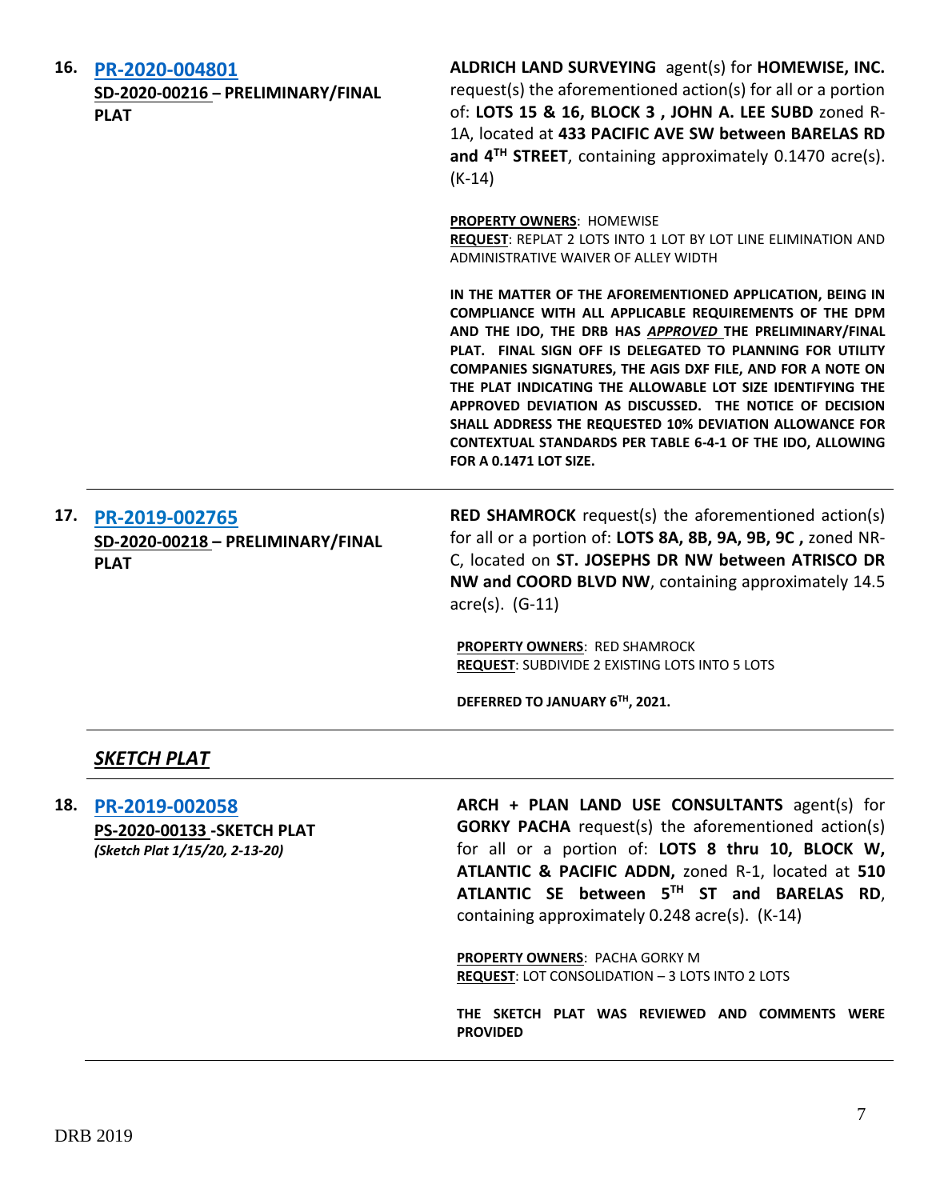**16. PR-2020-004801**
**SD-2020-00216 – PRELIMINARY/FINAL PLAT**

**ALDRICH LAND SURVEYING** agent(s) for **HOMEWISE, INC.** request(s) the aforementioned action(s) for all or a portion of: **LOTS 15 & 16, BLOCK 3 , JOHN A. LEE SUBD** zoned R-1A, located at **433 PACIFIC AVE SW between BARELAS RD and 4TH STREET**, containing approximately 0.1470 acre(s). (K-14)

**PROPERTY OWNERS**: HOMEWISE
**REQUEST**: REPLAT 2 LOTS INTO 1 LOT BY LOT LINE ELIMINATION AND ADMINISTRATIVE WAIVER OF ALLEY WIDTH

**IN THE MATTER OF THE AFOREMENTIONED APPLICATION, BEING IN COMPLIANCE WITH ALL APPLICABLE REQUIREMENTS OF THE DPM AND THE IDO, THE DRB HAS *APPROVED* THE PRELIMINARY/FINAL PLAT. FINAL SIGN OFF IS DELEGATED TO PLANNING FOR UTILITY COMPANIES SIGNATURES, THE AGIS DXF FILE, AND FOR A NOTE ON THE PLAT INDICATING THE ALLOWABLE LOT SIZE IDENTIFYING THE APPROVED DEVIATION AS DISCUSSED. THE NOTICE OF DECISION SHALL ADDRESS THE REQUESTED 10% DEVIATION ALLOWANCE FOR CONTEXTUAL STANDARDS PER TABLE 6-4-1 OF THE IDO, ALLOWING FOR A 0.1471 LOT SIZE.**

---

**17. PR-2019-002765**
**SD-2020-00218 – PRELIMINARY/FINAL PLAT**

**RED SHAMROCK** request(s) the aforementioned action(s) for all or a portion of: **LOTS 8A, 8B, 9A, 9B, 9C ,** zoned NR-C, located on **ST. JOSEPHS DR NW between ATRISCO DR NW and COORD BLVD NW**, containing approximately 14.5 acre(s). (G-11)

**PROPERTY OWNERS**: RED SHAMROCK
**REQUEST**: SUBDIVIDE 2 EXISTING LOTS INTO 5 LOTS

**DEFERRED TO JANUARY 6TH, 2021.**

---

## ***SKETCH PLAT***

**18. PR-2019-002058**
**PS-2020-00133 -SKETCH PLAT**
***(Sketch Plat 1/15/20, 2-13-20)***

**ARCH + PLAN LAND USE CONSULTANTS** agent(s) for **GORKY PACHA** request(s) the aforementioned action(s) for all or a portion of: **LOTS 8 thru 10, BLOCK W, ATLANTIC & PACIFIC ADDN,** zoned R-1, located at **510 ATLANTIC SE between 5TH ST and BARELAS RD**, containing approximately 0.248 acre(s). (K-14)

**PROPERTY OWNERS**: PACHA GORKY M
**REQUEST**: LOT CONSOLIDATION – 3 LOTS INTO 2 LOTS

**THE SKETCH PLAT WAS REVIEWED AND COMMENTS WERE PROVIDED**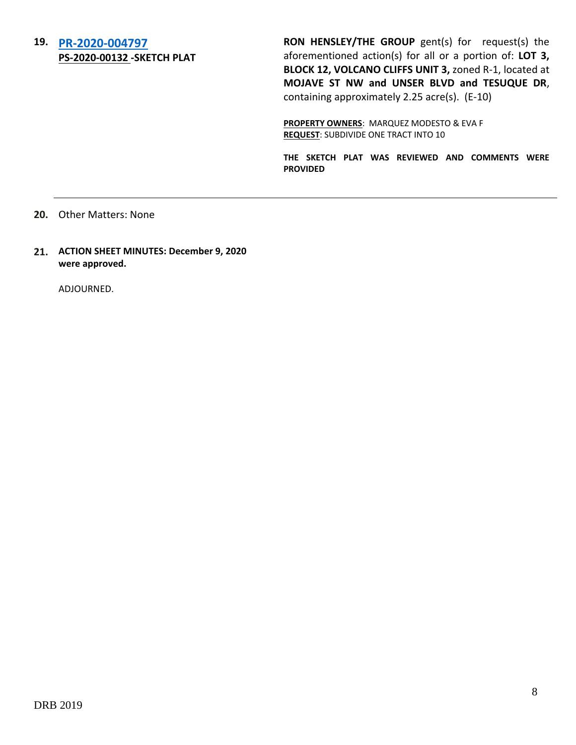**19. [PR-2020-004797](PR-2020-004797)**
**PS-2020-00132 -SKETCH PLAT**

**RON HENSLEY/THE GROUP** gent(s) for request(s) the aforementioned action(s) for all or a portion of: **LOT 3, BLOCK 12, VOLCANO CLIFFS UNIT 3,** zoned R-1, located at **MOJAVE ST NW and UNSER BLVD and TESUQUE DR**, containing approximately 2.25 acre(s). (E-10)

**PROPERTY OWNERS**: MARQUEZ MODESTO & EVA F
**REQUEST**: SUBDIVIDE ONE TRACT INTO 10

**THE SKETCH PLAT WAS REVIEWED AND COMMENTS WERE PROVIDED**

---

**20.** Other Matters: None

**21. ACTION SHEET MINUTES: December 9, 2020 were approved.**

ADJOURNED.

DRB 2019